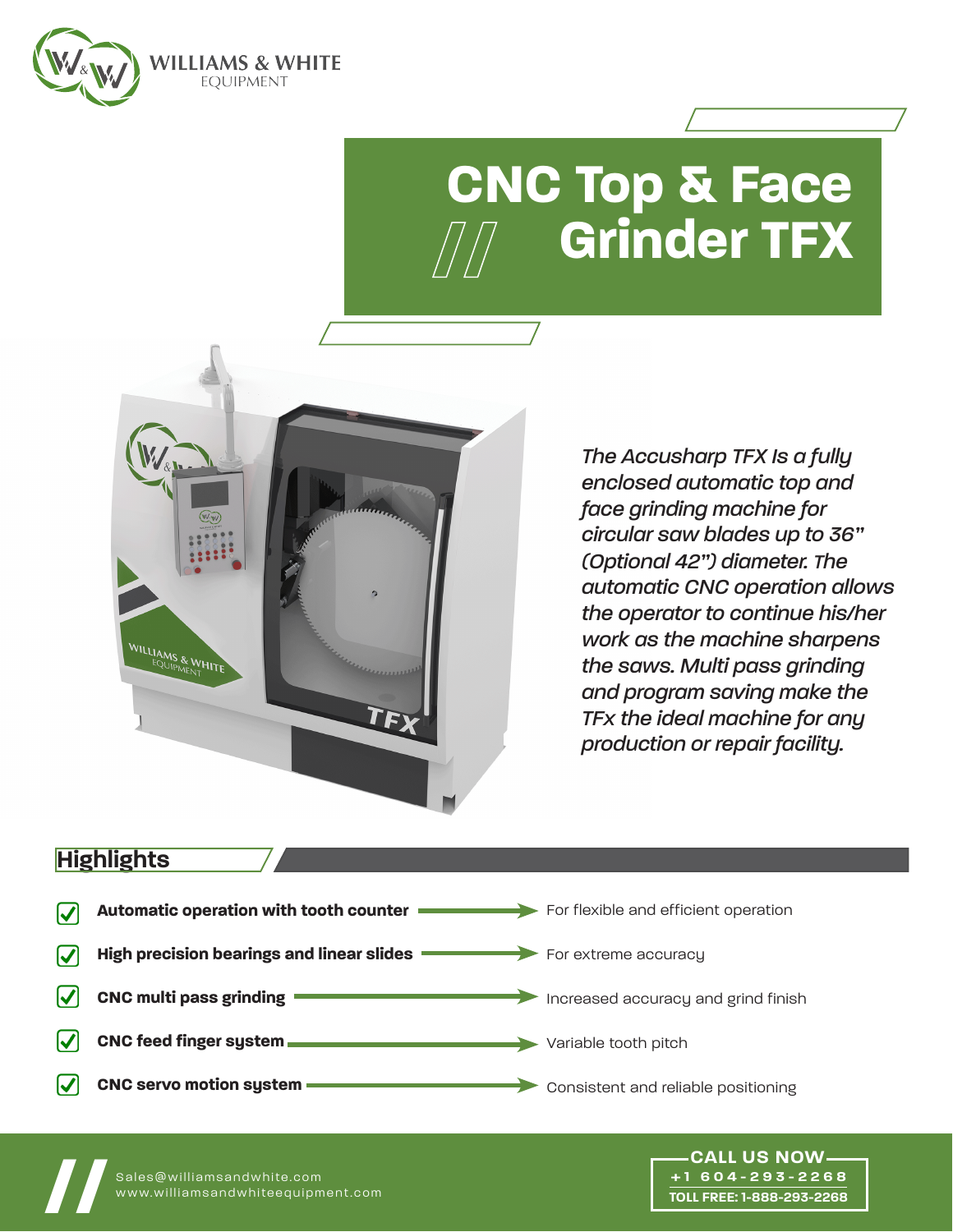WILLIAMS & WHITE
EQUIPMENT

# CNC Top & Face Grinder TFX

*The Accusharp TFX Is a fully enclosed automatic top and face grinding machine for circular saw blades up to 36" (Optional 42") diameter. The automatic CNC operation allows the operator to continue his/her work as the machine sharpens the saws. Multi pass grinding and program saving make the TFx the ideal machine for any production or repair facility.*

## Highlights

- **Automatic operation with tooth counter** → For flexible and efficient operation
- **High precision bearings and linear slides** → For extreme accuracy
- **CNC multi pass grinding** → Increased accuracy and grind finish
- **CNC feed finger system** → Variable tooth pitch
- **CNC servo motion system** → Consistent and reliable positioning

Sales@williamsandwhite.com
www.williamsandwhiteequipment.com

**CALL US NOW**
**+1 604-293-2268**
**TOLL FREE: 1-888-293-2268**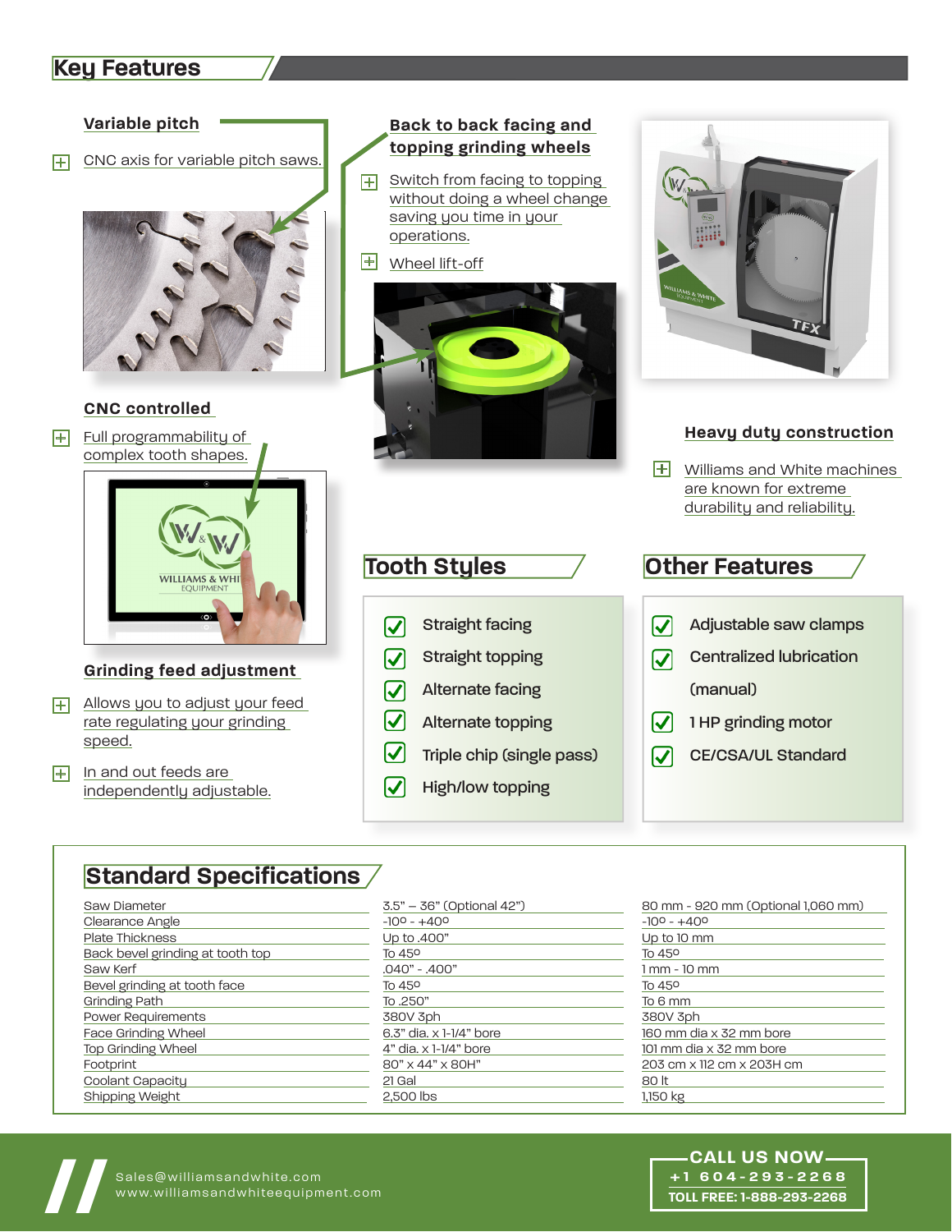## Key Features

### Variable pitch

- CNC axis for variable pitch saws.

### Back to back facing and topping grinding wheels

- Switch from facing to topping without doing a wheel change saving you time in your operations.
- Wheel lift-off

### CNC controlled

- Full programmability of complex tooth shapes.

### Heavy duty construction

- Williams and White machines are known for extreme durability and reliability.

### Grinding feed adjustment

- Allows you to adjust your feed rate regulating your grinding speed.
- In and out feeds are independently adjustable.

## Tooth Styles

- Straight facing
- Straight topping
- Alternate facing
- Alternate topping
- Triple chip (single pass)
- High/low topping

## Other Features

- Adjustable saw clamps
- Centralized lubrication (manual)
- 1 HP grinding motor
- CE/CSA/UL Standard

## Standard Specifications

| | | |
|---|---|---|
| Saw Diameter | 3.5" – 36" (Optional 42") | 80 mm - 920 mm (Optional 1,060 mm) |
| Clearance Angle | -10º - +40º | -10º - +40º |
| Plate Thickness | Up to .400" | Up to 10 mm |
| Back bevel grinding at tooth top | To 45º | To 45º |
| Saw Kerf | .040" - .400" | 1 mm - 10 mm |
| Bevel grinding at tooth face | To 45º | To 45º |
| Grinding Path | To .250" | To 6 mm |
| Power Requirements | 380V 3ph | 380V 3ph |
| Face Grinding Wheel | 6.3" dia. x 1-1/4" bore | 160 mm dia x 32 mm bore |
| Top Grinding Wheel | 4" dia. x 1-1/4" bore | 101 mm dia x 32 mm bore |
| Footprint | 80" x 44" x 80H" | 203 cm x 112 cm x 203H cm |
| Coolant Capacity | 21 Gal | 80 lt |
| Shipping Weight | 2,500 lbs | 1,150 kg |

Sales@williamsandwhite.com
www.williamsandwhiteequipment.com

**CALL US NOW**
**+1 604-293-2268**
**TOLL FREE: 1-888-293-2268**